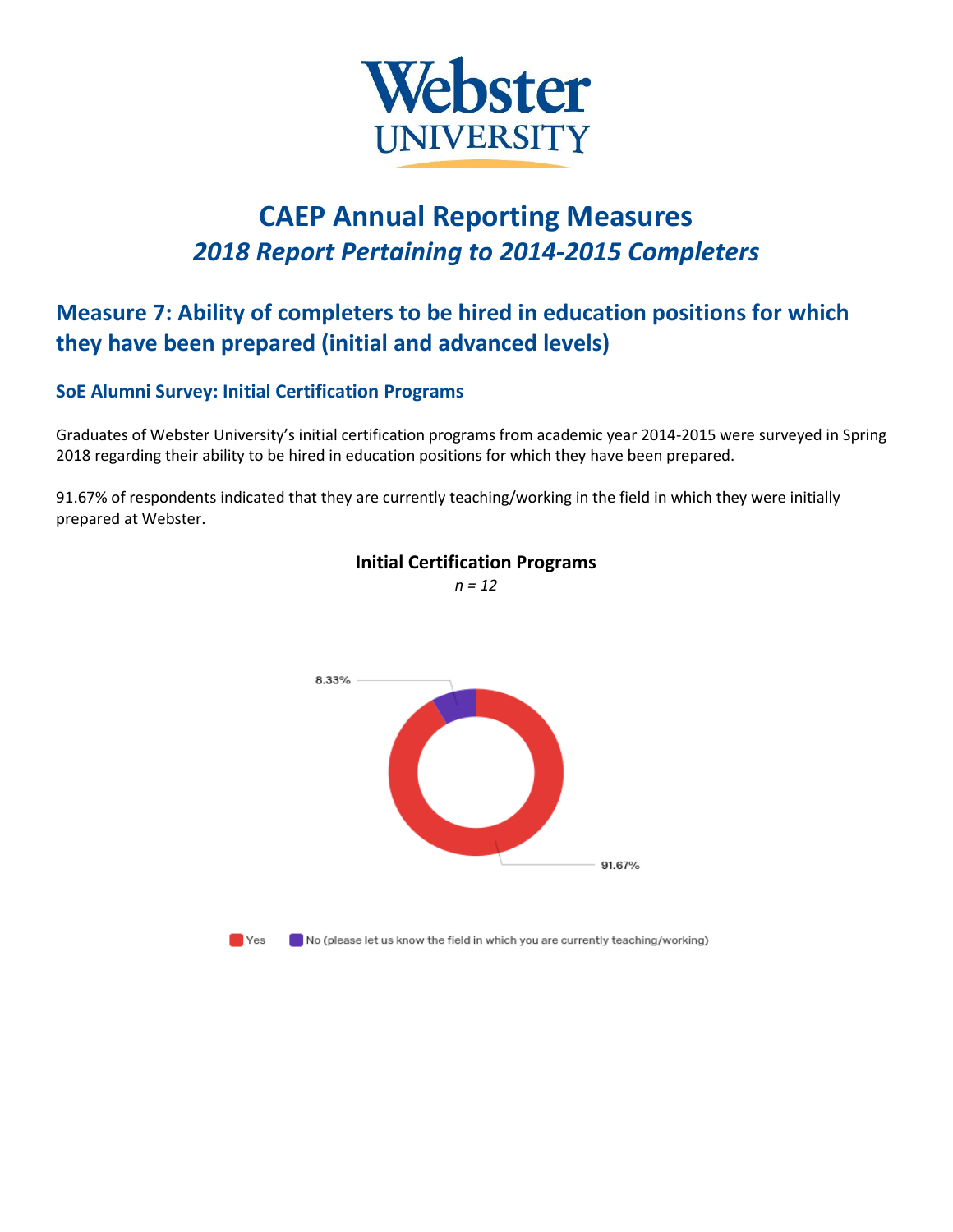Webster UNIVERSITY

# CAEP Annual Reporting Measures

## *2018 Report Pertaining to 2014-2015 Completers*

## Measure 7: Ability of completers to be hired in education positions for which they have been prepared (initial and advanced levels)

### SoE Alumni Survey: Initial Certification Programs

Graduates of Webster University's initial certification programs from academic year 2014-2015 were surveyed in Spring 2018 regarding their ability to be hired in education positions for which they have been prepared.

91.67% of respondents indicated that they are currently teaching/working in the field in which they were initially prepared at Webster.

**Initial Certification Programs**

*n = 12*

8.33%

91.67%

Yes   No (please let us know the field in which you are currently teaching/working)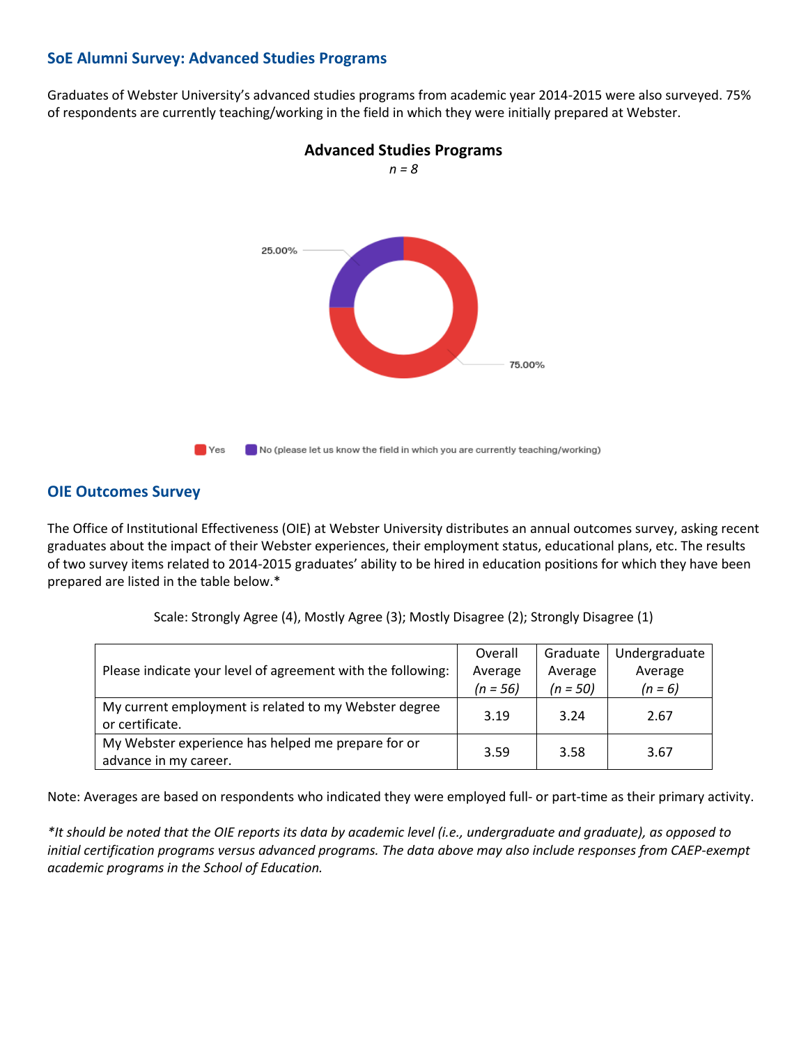## SoE Alumni Survey: Advanced Studies Programs

Graduates of Webster University's advanced studies programs from academic year 2014-2015 were also surveyed. 75% of respondents are currently teaching/working in the field in which they were initially prepared at Webster.

**Advanced Studies Programs**

*n = 8*

25.00%

75.00%

Yes

No (please let us know the field in which you are currently teaching/working)

## OIE Outcomes Survey

The Office of Institutional Effectiveness (OIE) at Webster University distributes an annual outcomes survey, asking recent graduates about the impact of their Webster experiences, their employment status, educational plans, etc. The results of two survey items related to 2014-2015 graduates' ability to be hired in education positions for which they have been prepared are listed in the table below.*

Scale: Strongly Agree (4), Mostly Agree (3); Mostly Disagree (2); Strongly Disagree (1)

| Please indicate your level of agreement with the following: | Overall Average *(n = 56)* | Graduate Average *(n = 50)* | Undergraduate Average *(n = 6)* |
|---|---|---|---|
| My current employment is related to my Webster degree or certificate. | 3.19 | 3.24 | 2.67 |
| My Webster experience has helped me prepare for or advance in my career. | 3.59 | 3.58 | 3.67 |

Note: Averages are based on respondents who indicated they were employed full- or part-time as their primary activity.

**It should be noted that the OIE reports its data by academic level (i.e., undergraduate and graduate), as opposed to initial certification programs versus advanced programs. The data above may also include responses from CAEP-exempt academic programs in the School of Education.*